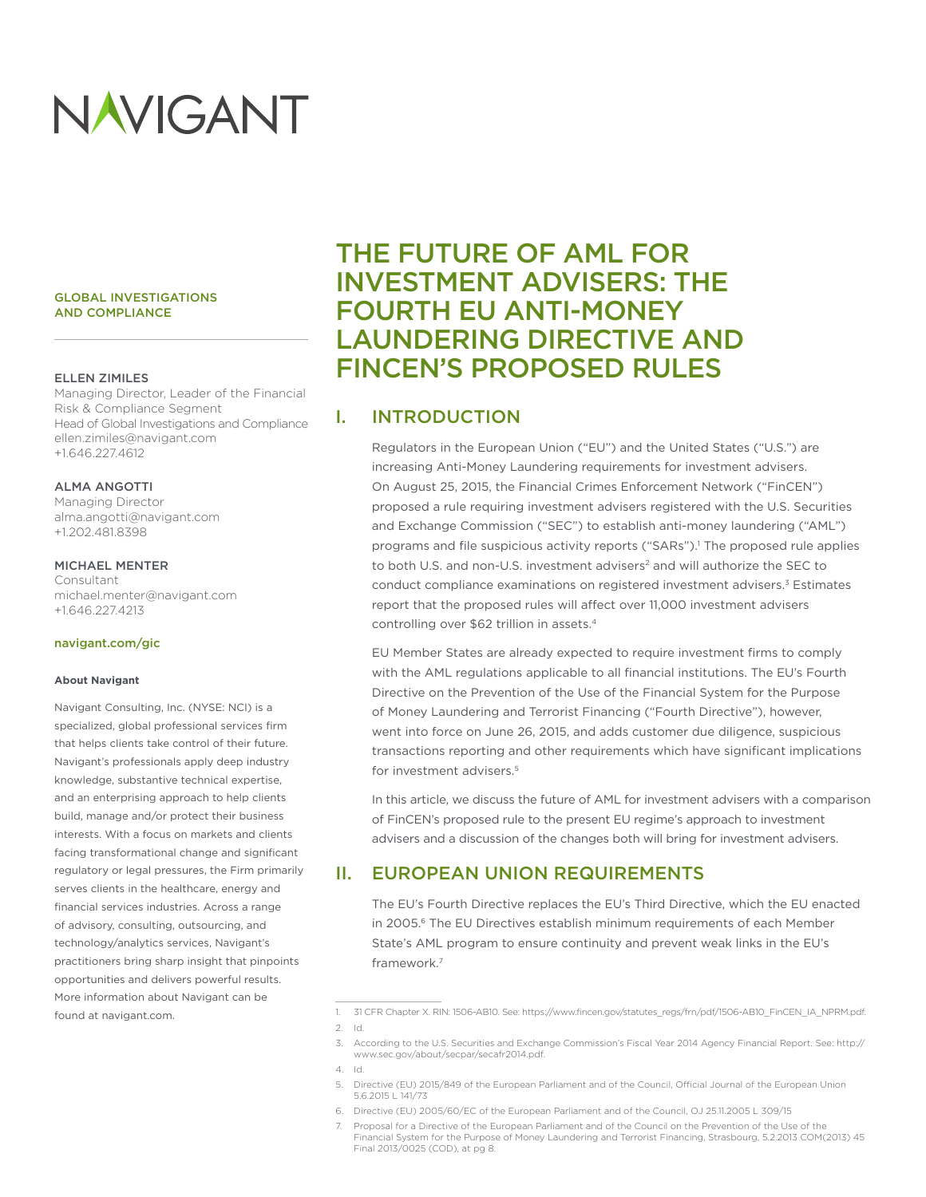# NAVIGANT

GLOBAL INVESTIGATIONS AND COMPLIANCE

ELLEN ZIMILES
Managing Director, Leader of the Financial Risk & Compliance Segment
Head of Global Investigations and Compliance
ellen.zimiles@navigant.com
+1.646.227.4612

ALMA ANGOTTI
Managing Director
alma.angotti@navigant.com
+1.202.481.8398

MICHAEL MENTER
Consultant
michael.menter@navigant.com
+1.646.227.4213

navigant.com/gic

**About Navigant**

Navigant Consulting, Inc. (NYSE: NCI) is a specialized, global professional services firm that helps clients take control of their future. Navigant's professionals apply deep industry knowledge, substantive technical expertise, and an enterprising approach to help clients build, manage and/or protect their business interests. With a focus on markets and clients facing transformational change and significant regulatory or legal pressures, the Firm primarily serves clients in the healthcare, energy and financial services industries. Across a range of advisory, consulting, outsourcing, and technology/analytics services, Navigant's practitioners bring sharp insight that pinpoints opportunities and delivers powerful results. More information about Navigant can be found at navigant.com.

# THE FUTURE OF AML FOR INVESTMENT ADVISERS: THE FOURTH EU ANTI-MONEY LAUNDERING DIRECTIVE AND FINCEN'S PROPOSED RULES

## I. INTRODUCTION

Regulators in the European Union ("EU") and the United States ("U.S.") are increasing Anti-Money Laundering requirements for investment advisers. On August 25, 2015, the Financial Crimes Enforcement Network ("FinCEN") proposed a rule requiring investment advisers registered with the U.S. Securities and Exchange Commission ("SEC") to establish anti-money laundering ("AML") programs and file suspicious activity reports ("SARs").[1] The proposed rule applies to both U.S. and non-U.S. investment advisers[2] and will authorize the SEC to conduct compliance examinations on registered investment advisers.[3] Estimates report that the proposed rules will affect over 11,000 investment advisers controlling over $62 trillion in assets.[4]

EU Member States are already expected to require investment firms to comply with the AML regulations applicable to all financial institutions. The EU's Fourth Directive on the Prevention of the Use of the Financial System for the Purpose of Money Laundering and Terrorist Financing ("Fourth Directive"), however, went into force on June 26, 2015, and adds customer due diligence, suspicious transactions reporting and other requirements which have significant implications for investment advisers.[5]

In this article, we discuss the future of AML for investment advisers with a comparison of FinCEN's proposed rule to the present EU regime's approach to investment advisers and a discussion of the changes both will bring for investment advisers.

## II. EUROPEAN UNION REQUIREMENTS

The EU's Fourth Directive replaces the EU's Third Directive, which the EU enacted in 2005.[6] The EU Directives establish minimum requirements of each Member State's AML program to ensure continuity and prevent weak links in the EU's framework.[7]

---

1. 31 CFR Chapter X. RIN: 1506-AB10. See: https://www.fincen.gov/statutes_regs/frn/pdf/1506-AB10_FinCEN_IA_NPRM.pdf.
2. Id.
3. According to the U.S. Securities and Exchange Commission's Fiscal Year 2014 Agency Financial Report. See: http://www.sec.gov/about/secpar/secafr2014.pdf.
4. Id.
5. Directive (EU) 2015/849 of the European Parliament and of the Council, Official Journal of the European Union 5.6.2015 L 141/73
6. Directive (EU) 2005/60/EC of the European Parliament and of the Council, OJ 25.11.2005 L 309/15
7. Proposal for a Directive of the European Parliament and of the Council on the Prevention of the Use of the Financial System for the Purpose of Money Laundering and Terrorist Financing, Strasbourg, 5.2.2013 COM(2013) 45 Final 2013/0025 (COD), at pg 8.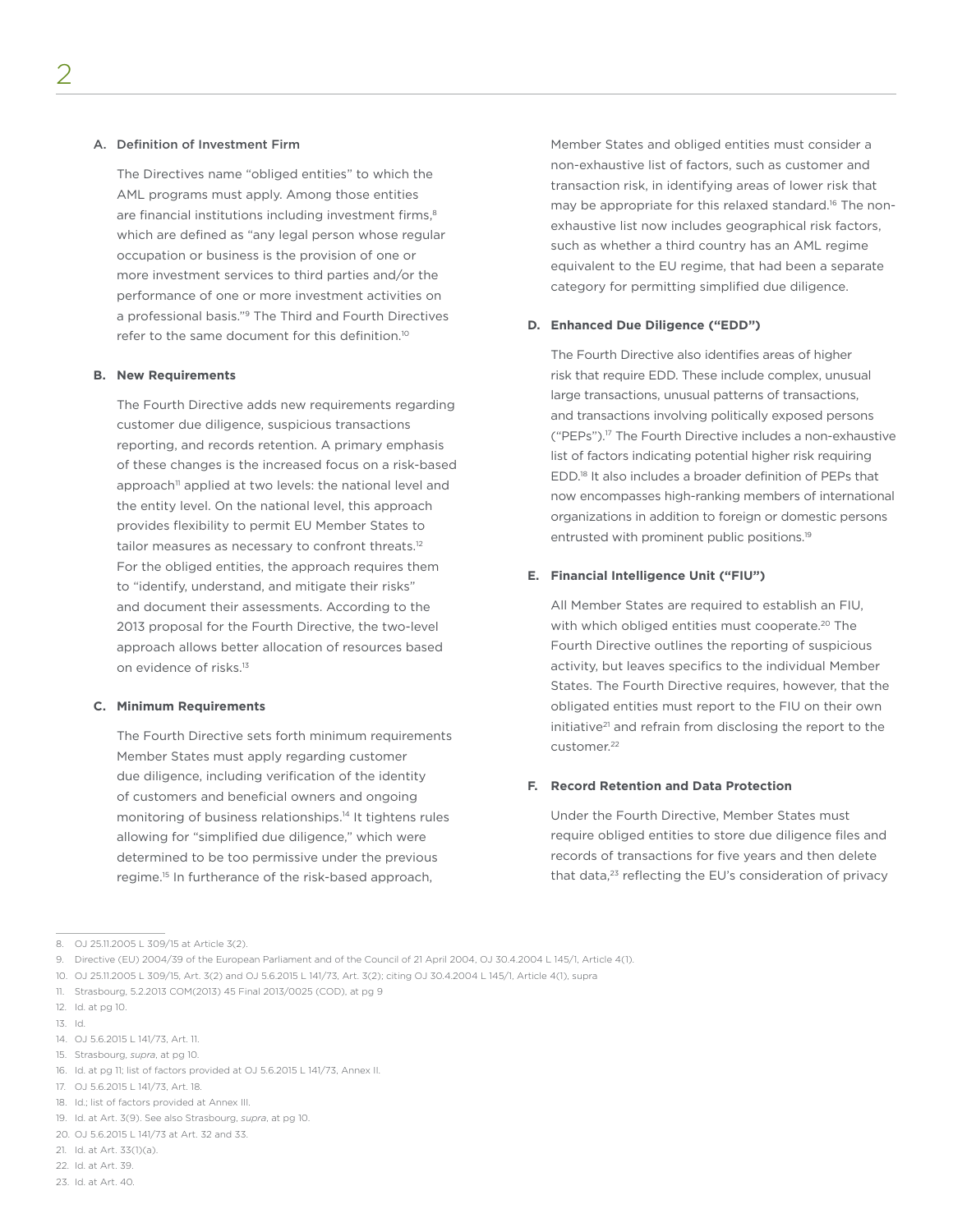### A. Definition of Investment Firm

The Directives name "obliged entities" to which the AML programs must apply. Among those entities are financial institutions including investment firms,[8] which are defined as "any legal person whose regular occupation or business is the provision of one or more investment services to third parties and/or the performance of one or more investment activities on a professional basis."[9] The Third and Fourth Directives refer to the same document for this definition.[10]

### B. New Requirements

The Fourth Directive adds new requirements regarding customer due diligence, suspicious transactions reporting, and records retention. A primary emphasis of these changes is the increased focus on a risk-based approach[11] applied at two levels: the national level and the entity level. On the national level, this approach provides flexibility to permit EU Member States to tailor measures as necessary to confront threats.[12] For the obliged entities, the approach requires them to "identify, understand, and mitigate their risks" and document their assessments. According to the 2013 proposal for the Fourth Directive, the two-level approach allows better allocation of resources based on evidence of risks.[13]

### C. Minimum Requirements

The Fourth Directive sets forth minimum requirements Member States must apply regarding customer due diligence, including verification of the identity of customers and beneficial owners and ongoing monitoring of business relationships.[14] It tightens rules allowing for "simplified due diligence," which were determined to be too permissive under the previous regime.[15] In furtherance of the risk-based approach, Member States and obliged entities must consider a non-exhaustive list of factors, such as customer and transaction risk, in identifying areas of lower risk that may be appropriate for this relaxed standard.[16] The non-exhaustive list now includes geographical risk factors, such as whether a third country has an AML regime equivalent to the EU regime, that had been a separate category for permitting simplified due diligence.

### D. Enhanced Due Diligence ("EDD")

The Fourth Directive also identifies areas of higher risk that require EDD. These include complex, unusual large transactions, unusual patterns of transactions, and transactions involving politically exposed persons ("PEPs").[17] The Fourth Directive includes a non-exhaustive list of factors indicating potential higher risk requiring EDD.[18] It also includes a broader definition of PEPs that now encompasses high-ranking members of international organizations in addition to foreign or domestic persons entrusted with prominent public positions.[19]

### E. Financial Intelligence Unit ("FIU")

All Member States are required to establish an FIU, with which obliged entities must cooperate.[20] The Fourth Directive outlines the reporting of suspicious activity, but leaves specifics to the individual Member States. The Fourth Directive requires, however, that the obligated entities must report to the FIU on their own initiative[21] and refrain from disclosing the report to the customer.[22]

### F. Record Retention and Data Protection

Under the Fourth Directive, Member States must require obliged entities to store due diligence files and records of transactions for five years and then delete that data,[23] reflecting the EU's consideration of privacy

---

8. OJ 25.11.2005 L 309/15 at Article 3(2).
9. Directive (EU) 2004/39 of the European Parliament and of the Council of 21 April 2004, OJ 30.4.2004 L 145/1, Article 4(1).
10. OJ 25.11.2005 L 309/15, Art. 3(2) and OJ 5.6.2015 L 141/73, Art. 3(2); citing OJ 30.4.2004 L 145/1, Article 4(1), supra
11. Strasbourg, 5.2.2013 COM(2013) 45 Final 2013/0025 (COD), at pg 9
12. Id. at pg 10.
13. Id.
14. OJ 5.6.2015 L 141/73, Art. 11.
15. Strasbourg, *supra*, at pg 10.
16. Id. at pg 11; list of factors provided at OJ 5.6.2015 L 141/73, Annex II.
17. OJ 5.6.2015 L 141/73, Art. 18.
18. Id.; list of factors provided at Annex III.
19. Id. at Art. 3(9). See also Strasbourg, *supra*, at pg 10.
20. OJ 5.6.2015 L 141/73 at Art. 32 and 33.
21. Id. at Art. 33(1)(a).
22. Id. at Art. 39.
23. Id. at Art. 40.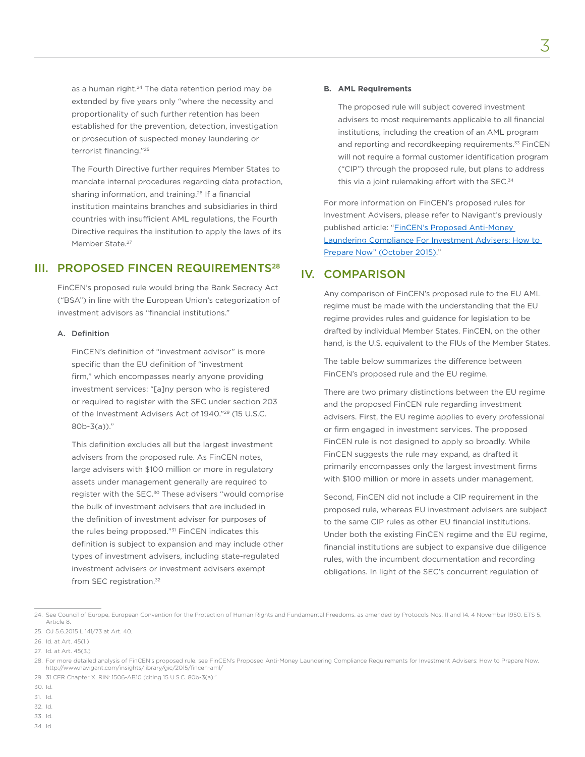as a human right.[24] The data retention period may be extended by five years only "where the necessity and proportionality of such further retention has been established for the prevention, detection, investigation or prosecution of suspected money laundering or terrorist financing."[25]

The Fourth Directive further requires Member States to mandate internal procedures regarding data protection, sharing information, and training.[26] If a financial institution maintains branches and subsidiaries in third countries with insufficient AML regulations, the Fourth Directive requires the institution to apply the laws of its Member State.[27]

## III. PROPOSED FINCEN REQUIREMENTS[28]

FinCEN's proposed rule would bring the Bank Secrecy Act ("BSA") in line with the European Union's categorization of investment advisors as "financial institutions."

### A. Definition

FinCEN's definition of "investment advisor" is more specific than the EU definition of "investment firm," which encompasses nearly anyone providing investment services: "[a]ny person who is registered or required to register with the SEC under section 203 of the Investment Advisers Act of 1940."[29] (15 U.S.C. 80b-3(a))."

This definition excludes all but the largest investment advisers from the proposed rule. As FinCEN notes, large advisers with $100 million or more in regulatory assets under management generally are required to register with the SEC.[30] These advisers "would comprise the bulk of investment advisers that are included in the definition of investment adviser for purposes of the rules being proposed."[31] FinCEN indicates this definition is subject to expansion and may include other types of investment advisers, including state-regulated investment advisers or investment advisers exempt from SEC registration.[32]

### B. AML Requirements

The proposed rule will subject covered investment advisers to most requirements applicable to all financial institutions, including the creation of an AML program and reporting and recordkeeping requirements.[33] FinCEN will not require a formal customer identification program ("CIP") through the proposed rule, but plans to address this via a joint rulemaking effort with the SEC.[34]

For more information on FinCEN's proposed rules for Investment Advisers, please refer to Navigant's previously published article: "FinCEN's Proposed Anti-Money Laundering Compliance For Investment Advisers: How to Prepare Now" (October 2015)."

## IV. COMPARISON

Any comparison of FinCEN's proposed rule to the EU AML regime must be made with the understanding that the EU regime provides rules and guidance for legislation to be drafted by individual Member States. FinCEN, on the other hand, is the U.S. equivalent to the FIUs of the Member States.

The table below summarizes the difference between FinCEN's proposed rule and the EU regime.

There are two primary distinctions between the EU regime and the proposed FinCEN rule regarding investment advisers. First, the EU regime applies to every professional or firm engaged in investment services. The proposed FinCEN rule is not designed to apply so broadly. While FinCEN suggests the rule may expand, as drafted it primarily encompasses only the largest investment firms with $100 million or more in assets under management.

Second, FinCEN did not include a CIP requirement in the proposed rule, whereas EU investment advisers are subject to the same CIP rules as other EU financial institutions. Under both the existing FinCEN regime and the EU regime, financial institutions are subject to expansive due diligence rules, with the incumbent documentation and recording obligations. In light of the SEC's concurrent regulation of

---

24. See Council of Europe, European Convention for the Protection of Human Rights and Fundamental Freedoms, as amended by Protocols Nos. 11 and 14, 4 November 1950, ETS 5, Article 8.
25. OJ 5.6.2015 L 141/73 at Art. 40.
26. Id. at Art. 45(1.)
27. Id. at Art. 45(3.)
28. For more detailed analysis of FinCEN's proposed rule, see FinCEN's Proposed Anti-Money Laundering Compliance Requirements for Investment Advisers: How to Prepare Now. http://www.navigant.com/insights/library/gic/2015/fincen-aml/
29. 31 CFR Chapter X. RIN: 1506-AB10 (citing 15 U.S.C. 80b-3(a)."
30. Id.
31. Id.
32. Id.
33. Id.
34. Id.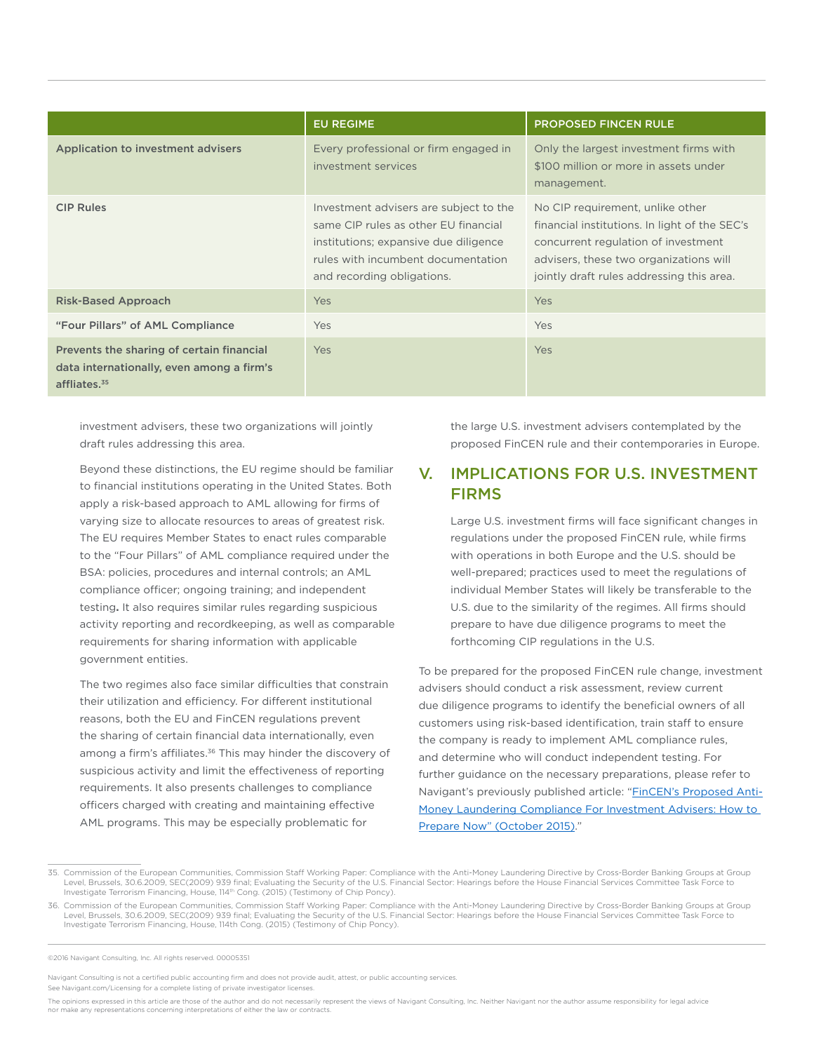| | EU REGIME | PROPOSED FINCEN RULE |
|---|---|---|
| **Application to investment advisers** | Every professional or firm engaged in investment services | Only the largest investment firms with $100 million or more in assets under management. |
| **CIP Rules** | Investment advisers are subject to the same CIP rules as other EU financial institutions; expansive due diligence rules with incumbent documentation and recording obligations. | No CIP requirement, unlike other financial institutions. In light of the SEC's concurrent regulation of investment advisers, these two organizations will jointly draft rules addressing this area. |
| **Risk-Based Approach** | Yes | Yes |
| **"Four Pillars" of AML Compliance** | Yes | Yes |
| **Prevents the sharing of certain financial data internationally, even among a firm's affliates.[35]** | Yes | Yes |

investment advisers, these two organizations will jointly draft rules addressing this area.

Beyond these distinctions, the EU regime should be familiar to financial institutions operating in the United States. Both apply a risk-based approach to AML allowing for firms of varying size to allocate resources to areas of greatest risk. The EU requires Member States to enact rules comparable to the "Four Pillars" of AML compliance required under the BSA: policies, procedures and internal controls; an AML compliance officer; ongoing training; and independent testing**.** It also requires similar rules regarding suspicious activity reporting and recordkeeping, as well as comparable requirements for sharing information with applicable government entities.

The two regimes also face similar difficulties that constrain their utilization and efficiency. For different institutional reasons, both the EU and FinCEN regulations prevent the sharing of certain financial data internationally, even among a firm's affiliates.[36] This may hinder the discovery of suspicious activity and limit the effectiveness of reporting requirements. It also presents challenges to compliance officers charged with creating and maintaining effective AML programs. This may be especially problematic for the large U.S. investment advisers contemplated by the proposed FinCEN rule and their contemporaries in Europe.

## V. IMPLICATIONS FOR U.S. INVESTMENT FIRMS

Large U.S. investment firms will face significant changes in regulations under the proposed FinCEN rule, while firms with operations in both Europe and the U.S. should be well-prepared; practices used to meet the regulations of individual Member States will likely be transferable to the U.S. due to the similarity of the regimes. All firms should prepare to have due diligence programs to meet the forthcoming CIP regulations in the U.S.

To be prepared for the proposed FinCEN rule change, investment advisers should conduct a risk assessment, review current due diligence programs to identify the beneficial owners of all customers using risk-based identification, train staff to ensure the company is ready to implement AML compliance rules, and determine who will conduct independent testing. For further guidance on the necessary preparations, please refer to Navigant's previously published article: "[FinCEN's Proposed Anti-Money Laundering Compliance For Investment Advisers: How to Prepare Now" (October 2015)]."

---

35. Commission of the European Communities, Commission Staff Working Paper: Compliance with the Anti-Money Laundering Directive by Cross-Border Banking Groups at Group Level, Brussels, 30.6.2009, SEC(2009) 939 final; Evaluating the Security of the U.S. Financial Sector: Hearings before the House Financial Services Committee Task Force to Investigate Terrorism Financing, House, 114th Cong. (2015) (Testimony of Chip Poncy).

36. Commission of the European Communities, Commission Staff Working Paper: Compliance with the Anti-Money Laundering Directive by Cross-Border Banking Groups at Group Level, Brussels, 30.6.2009, SEC(2009) 939 final; Evaluating the Security of the U.S. Financial Sector: Hearings before the House Financial Services Committee Task Force to Investigate Terrorism Financing, House, 114th Cong. (2015) (Testimony of Chip Poncy).

©2016 Navigant Consulting, Inc. All rights reserved. 00005351

Navigant Consulting is not a certified public accounting firm and does not provide audit, attest, or public accounting services.
See Navigant.com/Licensing for a complete listing of private investigator licenses.

The opinions expressed in this article are those of the author and do not necessarily represent the views of Navigant Consulting, Inc. Neither Navigant nor the author assume responsibility for legal advice nor make any representations concerning interpretations of either the law or contracts.